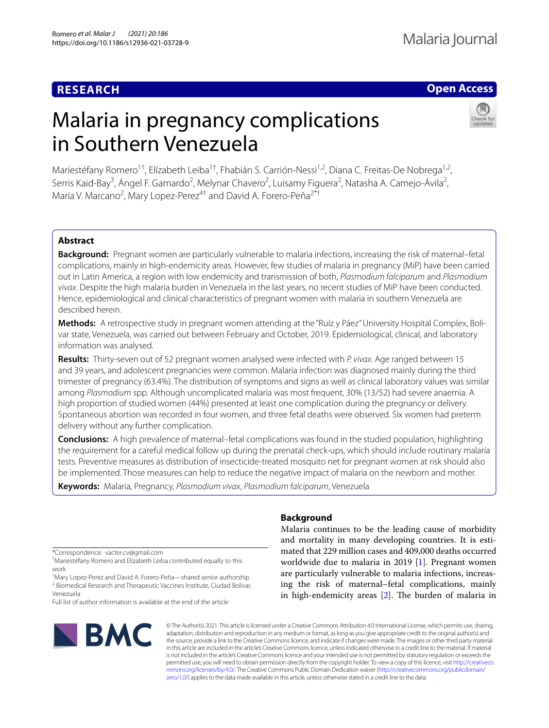**RESEARCH** **Open Access**

# Malaria in pregnancy complications in Southern Venezuela

Mariestéfany Romero[1†], Elízabeth Leiba[1†], Fhabián S. Carrión‑Nessi[1,2], Diana C. Freitas‑De Nobrega[1,2], Serris Kaid‑Bay[3], Ángel F. Gamardo[2], Melynar Chavero[2], Luisamy Figuera[2], Natasha A. Camejo‑Ávila[2], María V. Marcano[2], Mary Lopez‑Perez[4†] and David A. Forero‑Peña[2*†]

## Abstract

**Background:** Pregnant women are particularly vulnerable to malaria infections, increasing the risk of maternal–fetal complications, mainly in high-endemicity areas. However, few studies of malaria in pregnancy (MiP) have been carried out in Latin America, a region with low endemicity and transmission of both, *Plasmodium falciparum* and *Plasmodium vivax*. Despite the high malaria burden in Venezuela in the last years, no recent studies of MiP have been conducted. Hence, epidemiological and clinical characteristics of pregnant women with malaria in southern Venezuela are described herein.

**Methods:** A retrospective study in pregnant women attending at the "Ruíz y Páez" University Hospital Complex, Bolivar state, Venezuela, was carried out between February and October, 2019. Epidemiological, clinical, and laboratory information was analysed.

**Results:** Thirty-seven out of 52 pregnant women analysed were infected with *P. vivax*. Age ranged between 15 and 39 years, and adolescent pregnancies were common. Malaria infection was diagnosed mainly during the third trimester of pregnancy (63.4%). The distribution of symptoms and signs as well as clinical laboratory values was similar among *Plasmodium* spp. Although uncomplicated malaria was most frequent, 30% (13/52) had severe anaemia. A high proportion of studied women (44%) presented at least one complication during the pregnancy or delivery. Spontaneous abortion was recorded in four women, and three fetal deaths were observed. Six women had preterm delivery without any further complication.

**Conclusions:** A high prevalence of maternal–fetal complications was found in the studied population, highlighting the requirement for a careful medical follow up during the prenatal check-ups, which should include routinary malaria tests. Preventive measures as distribution of insecticide-treated mosquito net for pregnant women at risk should also be implemented. Those measures can help to reduce the negative impact of malaria on the newborn and mother.

**Keywords:** Malaria, Pregnancy, *Plasmodium vivax*, *Plasmodium falciparum*, Venezuela

## Background

Malaria continues to be the leading cause of morbidity and mortality in many developing countries. It is estimated that 229 million cases and 409,000 deaths occurred worldwide due to malaria in 2019 [1]. Pregnant women are particularly vulnerable to malaria infections, increasing the risk of maternal–fetal complications, mainly in high-endemicity areas [2]. The burden of malaria in

*Correspondence: vacter.cv@gmail.com
†Mariestéfany Romero and Elízabeth Leiba contributed equally to this work
†Mary Lopez-Perez and David A. Forero-Peña—shared senior authorship
[2] Biomedical Research and Therapeutic Vaccines Institute, Ciudad Bolivar, Venezuela
Full list of author information is available at the end of the article

© The Author(s) 2021. This article is licensed under a Creative Commons Attribution 4.0 International License, which permits use, sharing, adaptation, distribution and reproduction in any medium or format, as long as you give appropriate credit to the original author(s) and the source, provide a link to the Creative Commons licence, and indicate if changes were made. The images or other third party material in this article are included in the article's Creative Commons licence, unless indicated otherwise in a credit line to the material. If material is not included in the article's Creative Commons licence and your intended use is not permitted by statutory regulation or exceeds the permitted use, you will need to obtain permission directly from the copyright holder. To view a copy of this licence, visit http://creativecommons.org/licenses/by/4.0/. The Creative Commons Public Domain Dedication waiver (http://creativecommons.org/publicdomain/zero/1.0/) applies to the data made available in this article, unless otherwise stated in a credit line to the data.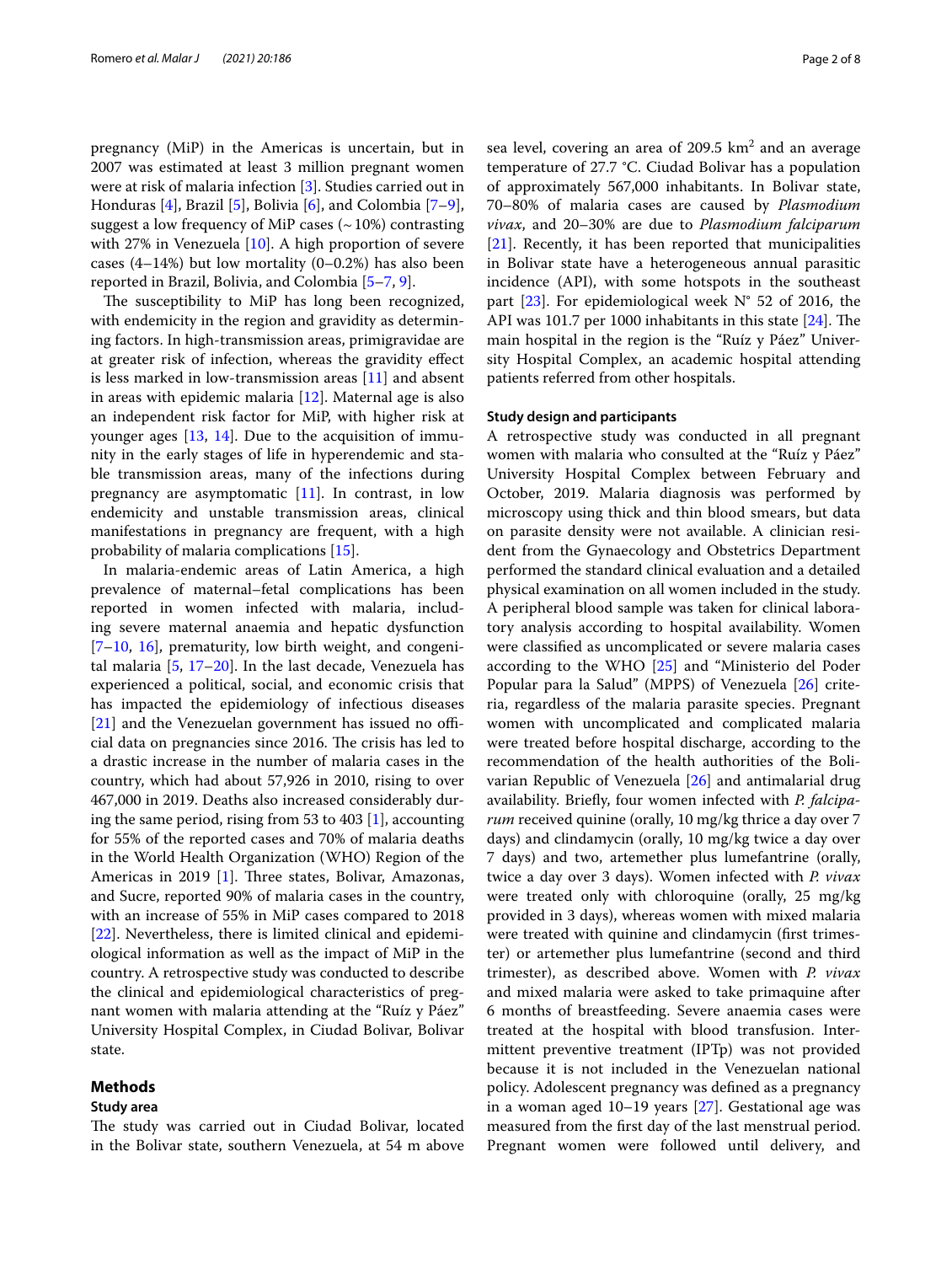pregnancy (MiP) in the Americas is uncertain, but in 2007 was estimated at least 3 million pregnant women were at risk of malaria infection [3]. Studies carried out in Honduras [4], Brazil [5], Bolivia [6], and Colombia [7–9], suggest a low frequency of MiP cases (~10%) contrasting with 27% in Venezuela [10]. A high proportion of severe cases (4–14%) but low mortality (0–0.2%) has also been reported in Brazil, Bolivia, and Colombia [5–7, 9].

The susceptibility to MiP has long been recognized, with endemicity in the region and gravidity as determining factors. In high-transmission areas, primigravidae are at greater risk of infection, whereas the gravidity effect is less marked in low-transmission areas [11] and absent in areas with epidemic malaria [12]. Maternal age is also an independent risk factor for MiP, with higher risk at younger ages [13, 14]. Due to the acquisition of immunity in the early stages of life in hyperendemic and stable transmission areas, many of the infections during pregnancy are asymptomatic [11]. In contrast, in low endemicity and unstable transmission areas, clinical manifestations in pregnancy are frequent, with a high probability of malaria complications [15].

In malaria-endemic areas of Latin America, a high prevalence of maternal–fetal complications has been reported in women infected with malaria, including severe maternal anaemia and hepatic dysfunction [7–10, 16], prematurity, low birth weight, and congenital malaria [5, 17–20]. In the last decade, Venezuela has experienced a political, social, and economic crisis that has impacted the epidemiology of infectious diseases [21] and the Venezuelan government has issued no official data on pregnancies since 2016. The crisis has led to a drastic increase in the number of malaria cases in the country, which had about 57,926 in 2010, rising to over 467,000 in 2019. Deaths also increased considerably during the same period, rising from 53 to 403 [1], accounting for 55% of the reported cases and 70% of malaria deaths in the World Health Organization (WHO) Region of the Americas in 2019 [1]. Three states, Bolivar, Amazonas, and Sucre, reported 90% of malaria cases in the country, with an increase of 55% in MiP cases compared to 2018 [22]. Nevertheless, there is limited clinical and epidemiological information as well as the impact of MiP in the country. A retrospective study was conducted to describe the clinical and epidemiological characteristics of pregnant women with malaria attending at the "Ruíz y Páez" University Hospital Complex, in Ciudad Bolivar, Bolivar state.

## Methods

### Study area

The study was carried out in Ciudad Bolivar, located in the Bolivar state, southern Venezuela, at 54 m above sea level, covering an area of 209.5 km$^2$ and an average temperature of 27.7 °C. Ciudad Bolivar has a population of approximately 567,000 inhabitants. In Bolivar state, 70–80% of malaria cases are caused by *Plasmodium vivax*, and 20–30% are due to *Plasmodium falciparum* [21]. Recently, it has been reported that municipalities in Bolivar state have a heterogeneous annual parasitic incidence (API), with some hotspots in the southeast part [23]. For epidemiological week N° 52 of 2016, the API was 101.7 per 1000 inhabitants in this state [24]. The main hospital in the region is the "Ruíz y Páez" University Hospital Complex, an academic hospital attending patients referred from other hospitals.

### Study design and participants

A retrospective study was conducted in all pregnant women with malaria who consulted at the "Ruíz y Páez" University Hospital Complex between February and October, 2019. Malaria diagnosis was performed by microscopy using thick and thin blood smears, but data on parasite density were not available. A clinician resident from the Gynaecology and Obstetrics Department performed the standard clinical evaluation and a detailed physical examination on all women included in the study. A peripheral blood sample was taken for clinical laboratory analysis according to hospital availability. Women were classified as uncomplicated or severe malaria cases according to the WHO [25] and "Ministerio del Poder Popular para la Salud" (MPPS) of Venezuela [26] criteria, regardless of the malaria parasite species. Pregnant women with uncomplicated and complicated malaria were treated before hospital discharge, according to the recommendation of the health authorities of the Bolivarian Republic of Venezuela [26] and antimalarial drug availability. Briefly, four women infected with *P. falciparum* received quinine (orally, 10 mg/kg thrice a day over 7 days) and clindamycin (orally, 10 mg/kg twice a day over 7 days) and two, artemether plus lumefantrine (orally, twice a day over 3 days). Women infected with *P. vivax* were treated only with chloroquine (orally, 25 mg/kg provided in 3 days), whereas women with mixed malaria were treated with quinine and clindamycin (first trimester) or artemether plus lumefantrine (second and third trimester), as described above. Women with *P. vivax* and mixed malaria were asked to take primaquine after 6 months of breastfeeding. Severe anaemia cases were treated at the hospital with blood transfusion. Intermittent preventive treatment (IPTp) was not provided because it is not included in the Venezuelan national policy. Adolescent pregnancy was defined as a pregnancy in a woman aged 10–19 years [27]. Gestational age was measured from the first day of the last menstrual period. Pregnant women were followed until delivery, and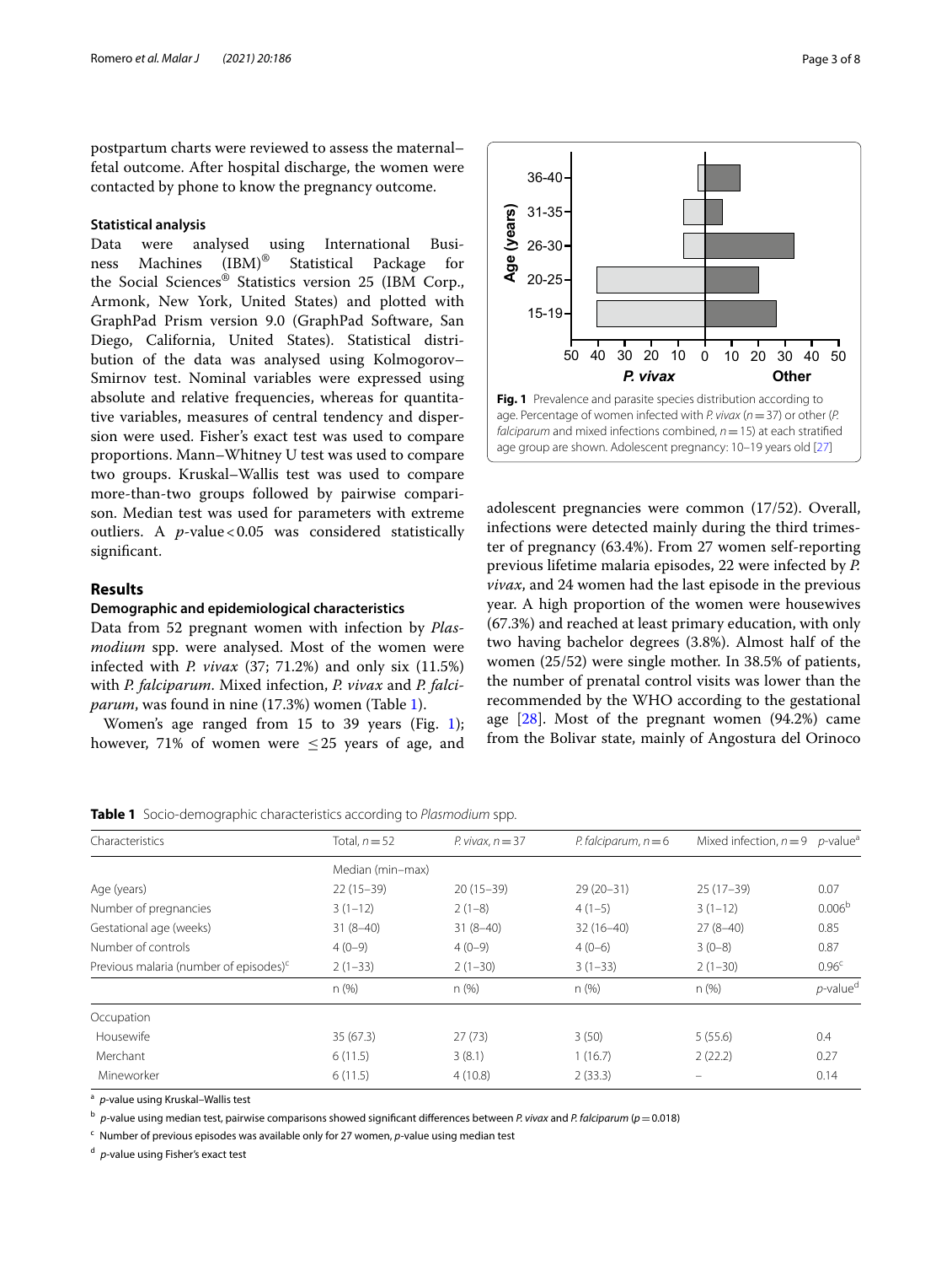postpartum charts were reviewed to assess the maternal–fetal outcome. After hospital discharge, the women were contacted by phone to know the pregnancy outcome.

### Statistical analysis

Data were analysed using International Business Machines (IBM)® Statistical Package for the Social Sciences® Statistics version 25 (IBM Corp., Armonk, New York, United States) and plotted with GraphPad Prism version 9.0 (GraphPad Software, San Diego, California, United States). Statistical distribution of the data was analysed using Kolmogorov–Smirnov test. Nominal variables were expressed using absolute and relative frequencies, whereas for quantitative variables, measures of central tendency and dispersion were used. Fisher's exact test was used to compare proportions. Mann–Whitney U test was used to compare two groups. Kruskal–Wallis test was used to compare more-than-two groups followed by pairwise comparison. Median test was used for parameters with extreme outliers. A $p$-value < 0.05 was considered statistically significant.

## Results

### Demographic and epidemiological characteristics

Data from 52 pregnant women with infection by *Plasmodium* spp. were analysed. Most of the women were infected with *P. vivax* (37; 71.2%) and only six (11.5%) with *P. falciparum*. Mixed infection, *P. vivax* and *P. falciparum*, was found in nine (17.3%) women (Table 1).

Women's age ranged from 15 to 39 years (Fig. 1); however, 71% of women were ≤ 25 years of age, and adolescent pregnancies were common (17/52). Overall, infections were detected mainly during the third trimester of pregnancy (63.4%). From 27 women self-reporting previous lifetime malaria episodes, 22 were infected by *P. vivax*, and 24 women had the last episode in the previous year. A high proportion of the women were housewives (67.3%) and reached at least primary education, with only two having bachelor degrees (3.8%). Almost half of the women (25/52) were single mother. In 38.5% of patients, the number of prenatal control visits was lower than the recommended by the WHO according to the gestational age [28]. Most of the pregnant women (94.2%) came from the Bolivar state, mainly of Angostura del Orinoco

**Fig. 1** Prevalence and parasite species distribution according to age. Percentage of women infected with *P. vivax* (n = 37) or other (*P. falciparum* and mixed infections combined, n = 15) at each stratified age group are shown. Adolescent pregnancy: 10–19 years old [27]

**Table 1** Socio-demographic characteristics according to *Plasmodium* spp.

| Characteristics | Total, n = 52 | *P. vivax*, n = 37 | *P. falciparum*, n = 6 | Mixed infection, n = 9 | $p$-value[a] |
|---|---|---|---|---|---|
| | Median (min–max) | | | | |
| Age (years) | 22 (15–39) | 20 (15–39) | 29 (20–31) | 25 (17–39) | 0.07 |
| Number of pregnancies | 3 (1–12) | 2 (1–8) | 4 (1–5) | 3 (1–12) | 0.006[b] |
| Gestational age (weeks) | 31 (8–40) | 31 (8–40) | 32 (16–40) | 27 (8–40) | 0.85 |
| Number of controls | 4 (0–9) | 4 (0–9) | 4 (0–6) | 3 (0–8) | 0.87 |
| Previous malaria (number of episodes)[c] | 2 (1–33) | 2 (1–30) | 3 (1–33) | 2 (1–30) | 0.96[c] |
| | n (%) | n (%) | n (%) | n (%) | $p$-value[d] |
| Occupation | | | | | |
| Housewife | 35 (67.3) | 27 (73) | 3 (50) | 5 (55.6) | 0.4 |
| Merchant | 6 (11.5) | 3 (8.1) | 1 (16.7) | 2 (22.2) | 0.27 |
| Mineworker | 6 (11.5) | 4 (10.8) | 2 (33.3) | – | 0.14 |

[a] $p$-value using Kruskal–Wallis test

[b] $p$-value using median test, pairwise comparisons showed significant differences between *P. vivax* and *P. falciparum* ($p$ = 0.018)

[c] Number of previous episodes was available only for 27 women, $p$-value using median test

[d] $p$-value using Fisher's exact test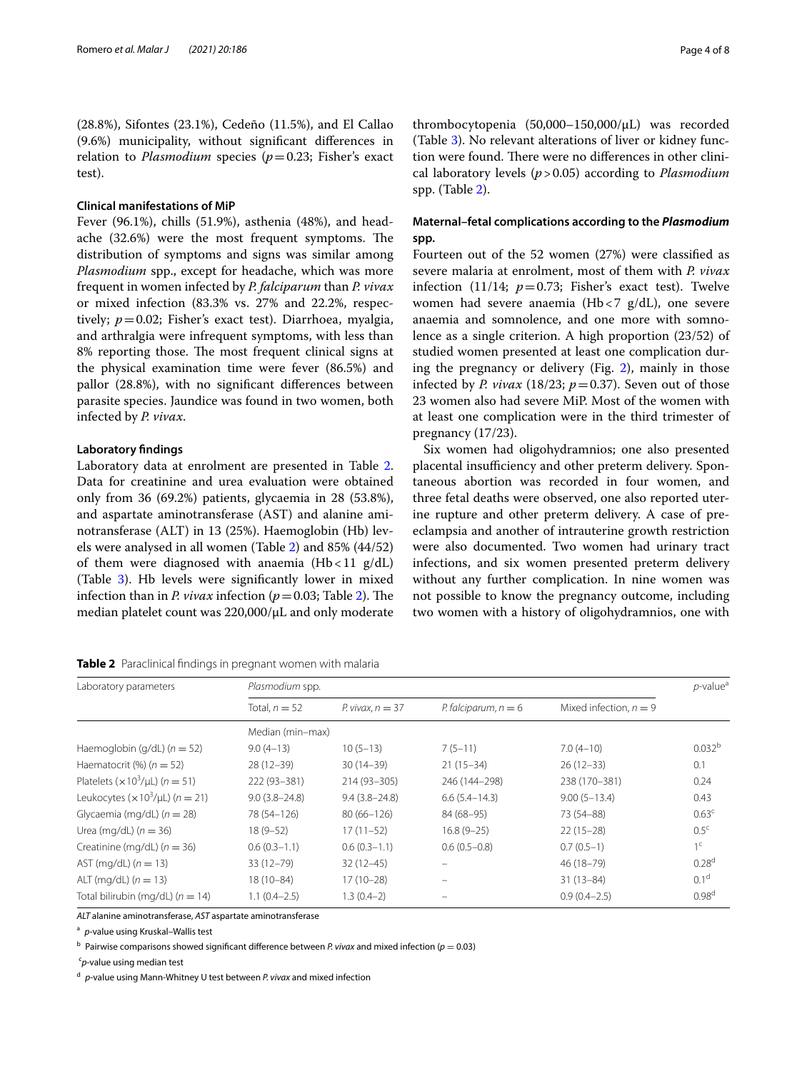(28.8%), Sifontes (23.1%), Cedeño (11.5%), and El Callao (9.6%) municipality, without significant differences in relation to *Plasmodium* species ($p = 0.23$; Fisher's exact test).

### Clinical manifestations of MiP

Fever (96.1%), chills (51.9%), asthenia (48%), and headache (32.6%) were the most frequent symptoms. The distribution of symptoms and signs was similar among *Plasmodium* spp., except for headache, which was more frequent in women infected by *P. falciparum* than *P. vivax* or mixed infection (83.3% vs. 27% and 22.2%, respectively; $p = 0.02$; Fisher's exact test). Diarrhoea, myalgia, and arthralgia were infrequent symptoms, with less than 8% reporting those. The most frequent clinical signs at the physical examination time were fever (86.5%) and pallor (28.8%), with no significant differences between parasite species. Jaundice was found in two women, both infected by *P. vivax*.

### Laboratory findings

Laboratory data at enrolment are presented in Table 2. Data for creatinine and urea evaluation were obtained only from 36 (69.2%) patients, glycaemia in 28 (53.8%), and aspartate aminotransferase (AST) and alanine aminotransferase (ALT) in 13 (25%). Haemoglobin (Hb) levels were analysed in all women (Table 2) and 85% (44/52) of them were diagnosed with anaemia (Hb < 11 g/dL) (Table 3). Hb levels were significantly lower in mixed infection than in *P. vivax* infection ($p = 0.03$; Table 2). The median platelet count was 220,000/μL and only moderate thrombocytopenia (50,000–150,000/μL) was recorded (Table 3). No relevant alterations of liver or kidney function were found. There were no differences in other clinical laboratory levels ($p > 0.05$) according to *Plasmodium* spp. (Table 2).

### Maternal–fetal complications according to the *Plasmodium* spp.

Fourteen out of the 52 women (27%) were classified as severe malaria at enrolment, most of them with *P. vivax* infection (11/14; $p = 0.73$; Fisher's exact test). Twelve women had severe anaemia (Hb < 7 g/dL), one severe anaemia and somnolence, and one more with somnolence as a single criterion. A high proportion (23/52) of studied women presented at least one complication during the pregnancy or delivery (Fig. 2), mainly in those infected by *P. vivax* (18/23; $p = 0.37$). Seven out of those 23 women also had severe MiP. Most of the women with at least one complication were in the third trimester of pregnancy (17/23).

Six women had oligohydramnios; one also presented placental insufficiency and other preterm delivery. Spontaneous abortion was recorded in four women, and three fetal deaths were observed, one also reported uterine rupture and other preterm delivery. A case of preeclampsia and another of intrauterine growth restriction were also documented. Two women had urinary tract infections, and six women presented preterm delivery without any further complication. In nine women was not possible to know the pregnancy outcome, including two women with a history of oligohydramnios, one with

**Table 2** Paraclinical findings in pregnant women with malaria

| Laboratory parameters | *Plasmodium* spp. | | | | *p*-value[a] |
|---|---|---|---|---|---|
| | Total, n = 52 | *P. vivax*, n = 37 | *P. falciparum*, n = 6 | Mixed infection, n = 9 | |
| | Median (min–max) | | | | |
| Haemoglobin (g/dL) (n = 52) | 9.0 (4–13) | 10 (5–13) | 7 (5–11) | 7.0 (4–10) | 0.032[b] |
| Haematocrit (%) (n = 52) | 28 (12–39) | 30 (14–39) | 21 (15–34) | 26 (12–33) | 0.1 |
| Platelets ($\times 10^3$/μL) (n = 51) | 222 (93–381) | 214 (93–305) | 246 (144–298) | 238 (170–381) | 0.24 |
| Leukocytes ($\times 10^3$/μL) (n = 21) | 9.0 (3.8–24.8) | 9.4 (3.8–24.8) | 6.6 (5.4–14.3) | 9.00 (5–13.4) | 0.43 |
| Glycaemia (mg/dL) (n = 28) | 78 (54–126) | 80 (66–126) | 84 (68–95) | 73 (54–88) | 0.63[c] |
| Urea (mg/dL) (n = 36) | 18 (9–52) | 17 (11–52) | 16.8 (9–25) | 22 (15–28) | 0.5[c] |
| Creatinine (mg/dL) (n = 36) | 0.6 (0.3–1.1) | 0.6 (0.3–1.1) | 0.6 (0.5–0.8) | 0.7 (0.5–1) | 1[c] |
| AST (mg/dL) (n = 13) | 33 (12–79) | 32 (12–45) | – | 46 (18–79) | 0.28[d] |
| ALT (mg/dL) (n = 13) | 18 (10–84) | 17 (10–28) | – | 31 (13–84) | 0.1[d] |
| Total bilirubin (mg/dL) (n = 14) | 1.1 (0.4–2.5) | 1.3 (0.4–2) | – | 0.9 (0.4–2.5) | 0.98[d] |

*ALT* alanine aminotransferase, *AST* aspartate aminotransferase

[a] *p*-value using Kruskal–Wallis test

[b] Pairwise comparisons showed significant difference between *P. vivax* and mixed infection ($p = 0.03$)

[c] *p*-value using median test

[d] *p*-value using Mann-Whitney U test between *P. vivax* and mixed infection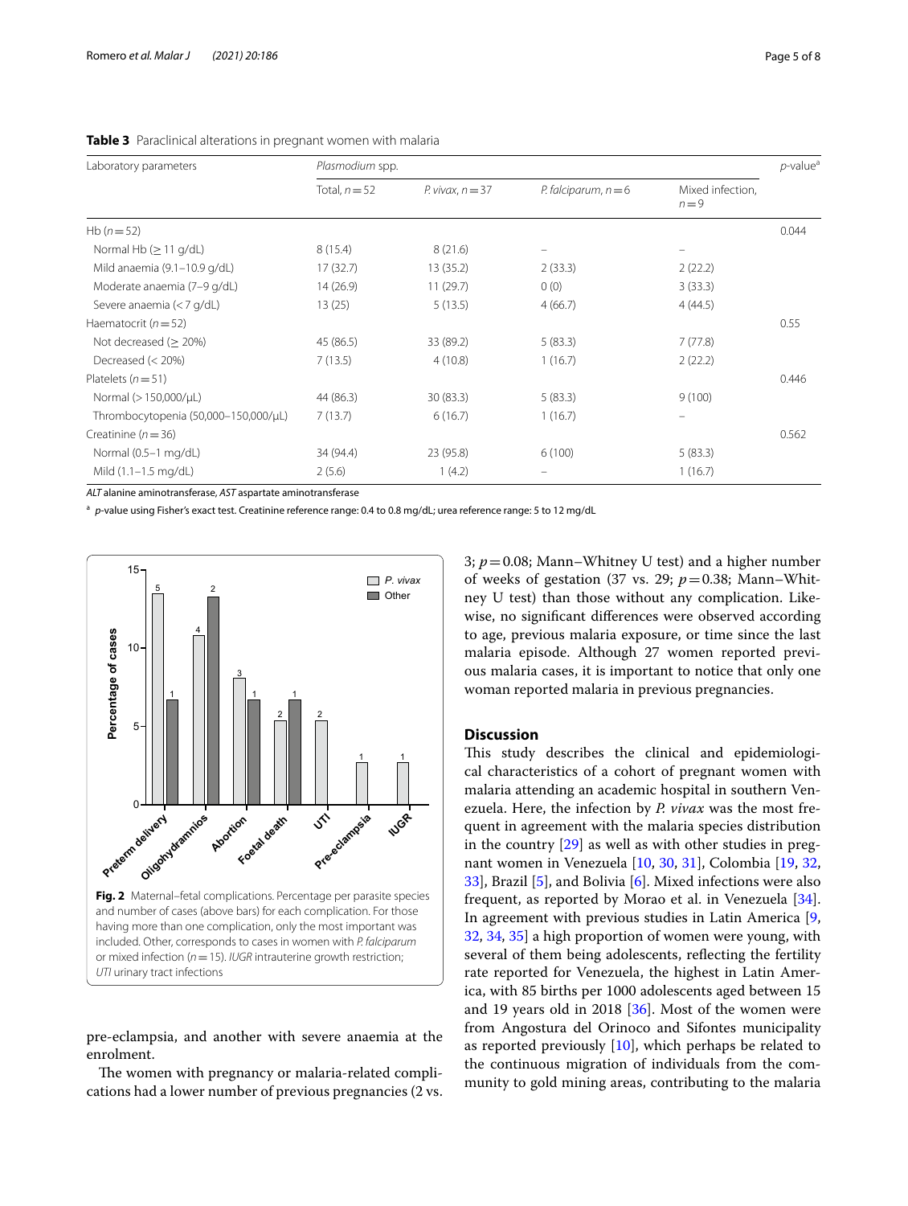**Table 3** Paraclinical alterations in pregnant women with malaria

| Laboratory parameters | *Plasmodium* spp. | | | | *p*-value[a] |
|---|---|---|---|---|---|
| | Total, *n* = 52 | *P. vivax*, *n* = 37 | *P. falciparum*, *n* = 6 | Mixed infection, *n* = 9 | |
| Hb (*n* = 52) | | | | | 0.044 |
| Normal Hb (≥ 11 g/dL) | 8 (15.4) | 8 (21.6) | – | – | |
| Mild anaemia (9.1–10.9 g/dL) | 17 (32.7) | 13 (35.2) | 2 (33.3) | 2 (22.2) | |
| Moderate anaemia (7–9 g/dL) | 14 (26.9) | 11 (29.7) | 0 (0) | 3 (33.3) | |
| Severe anaemia (< 7 g/dL) | 13 (25) | 5 (13.5) | 4 (66.7) | 4 (44.5) | |
| Haematocrit (*n* = 52) | | | | | 0.55 |
| Not decreased (≥ 20%) | 45 (86.5) | 33 (89.2) | 5 (83.3) | 7 (77.8) | |
| Decreased (< 20%) | 7 (13.5) | 4 (10.8) | 1 (16.7) | 2 (22.2) | |
| Platelets (*n* = 51) | | | | | 0.446 |
| Normal (> 150,000/μL) | 44 (86.3) | 30 (83.3) | 5 (83.3) | 9 (100) | |
| Thrombocytopenia (50,000–150,000/μL) | 7 (13.7) | 6 (16.7) | 1 (16.7) | – | |
| Creatinine (*n* = 36) | | | | | 0.562 |
| Normal (0.5–1 mg/dL) | 34 (94.4) | 23 (95.8) | 6 (100) | 5 (83.3) | |
| Mild (1.1–1.5 mg/dL) | 2 (5.6) | 1 (4.2) | – | 1 (16.7) | |

*ALT* alanine aminotransferase, *AST* aspartate aminotransferase

[a] *p*-value using Fisher's exact test. Creatinine reference range: 0.4 to 0.8 mg/dL; urea reference range: 5 to 12 mg/dL

**Fig. 2** Maternal–fetal complications. Percentage per parasite species and number of cases (above bars) for each complication. For those having more than one complication, only the most important was included. Other, corresponds to cases in women with *P. falciparum* or mixed infection (*n* = 15). *IUGR* intrauterine growth restriction; *UTI* urinary tract infections

pre-eclampsia, and another with severe anaemia at the enrolment.

The women with pregnancy or malaria-related complications had a lower number of previous pregnancies (2 vs. 3; $p = 0.08$; Mann–Whitney U test) and a higher number of weeks of gestation (37 vs. 29; $p = 0.38$; Mann–Whitney U test) than those without any complication. Likewise, no significant differences were observed according to age, previous malaria exposure, or time since the last malaria episode. Although 27 women reported previous malaria cases, it is important to notice that only one woman reported malaria in previous pregnancies.

## Discussion

This study describes the clinical and epidemiological characteristics of a cohort of pregnant women with malaria attending an academic hospital in southern Venezuela. Here, the infection by *P. vivax* was the most frequent in agreement with the malaria species distribution in the country [29] as well as with other studies in pregnant women in Venezuela [10, 30, 31], Colombia [19, 32, 33], Brazil [5], and Bolivia [6]. Mixed infections were also frequent, as reported by Morao et al. in Venezuela [34]. In agreement with previous studies in Latin America [9, 32, 34, 35] a high proportion of women were young, with several of them being adolescents, reflecting the fertility rate reported for Venezuela, the highest in Latin America, with 85 births per 1000 adolescents aged between 15 and 19 years old in 2018 [36]. Most of the women were from Angostura del Orinoco and Sifontes municipality as reported previously [10], which perhaps be related to the continuous migration of individuals from the community to gold mining areas, contributing to the malaria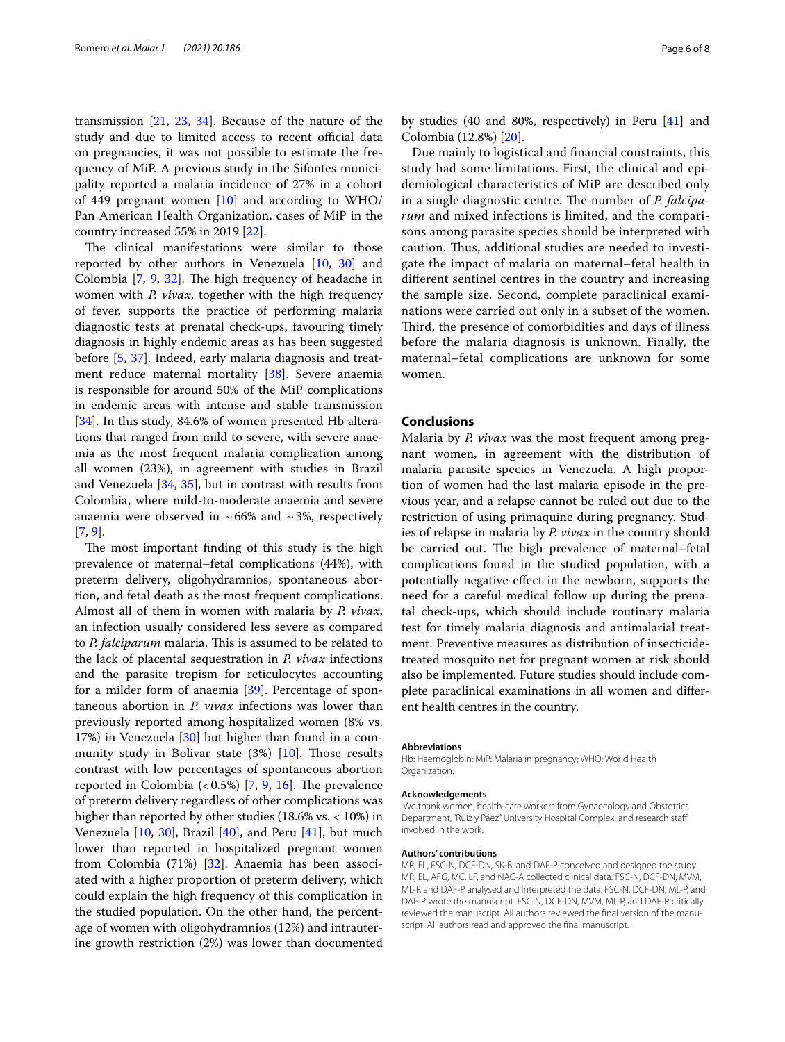transmission [21, 23, 34]. Because of the nature of the study and due to limited access to recent official data on pregnancies, it was not possible to estimate the frequency of MiP. A previous study in the Sifontes municipality reported a malaria incidence of 27% in a cohort of 449 pregnant women [10] and according to WHO/Pan American Health Organization, cases of MiP in the country increased 55% in 2019 [22].

The clinical manifestations were similar to those reported by other authors in Venezuela [10, 30] and Colombia [7, 9, 32]. The high frequency of headache in women with *P. vivax*, together with the high frequency of fever, supports the practice of performing malaria diagnostic tests at prenatal check-ups, favouring timely diagnosis in highly endemic areas as has been suggested before [5, 37]. Indeed, early malaria diagnosis and treatment reduce maternal mortality [38]. Severe anaemia is responsible for around 50% of the MiP complications in endemic areas with intense and stable transmission [34]. In this study, 84.6% of women presented Hb alterations that ranged from mild to severe, with severe anaemia as the most frequent malaria complication among all women (23%), in agreement with studies in Brazil and Venezuela [34, 35], but in contrast with results from Colombia, where mild-to-moderate anaemia and severe anaemia were observed in ~66% and ~3%, respectively [7, 9].

The most important finding of this study is the high prevalence of maternal–fetal complications (44%), with preterm delivery, oligohydramnios, spontaneous abortion, and fetal death as the most frequent complications. Almost all of them in women with malaria by *P. vivax*, an infection usually considered less severe as compared to *P. falciparum* malaria. This is assumed to be related to the lack of placental sequestration in *P. vivax* infections and the parasite tropism for reticulocytes accounting for a milder form of anaemia [39]. Percentage of spontaneous abortion in *P. vivax* infections was lower than previously reported among hospitalized women (8% vs. 17%) in Venezuela [30] but higher than found in a community study in Bolivar state (3%) [10]. Those results contrast with low percentages of spontaneous abortion reported in Colombia (<0.5%) [7, 9, 16]. The prevalence of preterm delivery regardless of other complications was higher than reported by other studies (18.6% vs. <10%) in Venezuela [10, 30], Brazil [40], and Peru [41], but much lower than reported in hospitalized pregnant women from Colombia (71%) [32]. Anaemia has been associated with a higher proportion of preterm delivery, which could explain the high frequency of this complication in the studied population. On the other hand, the percentage of women with oligohydramnios (12%) and intrauterine growth restriction (2%) was lower than documented by studies (40 and 80%, respectively) in Peru [41] and Colombia (12.8%) [20].

Due mainly to logistical and financial constraints, this study had some limitations. First, the clinical and epidemiological characteristics of MiP are described only in a single diagnostic centre. The number of *P. falciparum* and mixed infections is limited, and the comparisons among parasite species should be interpreted with caution. Thus, additional studies are needed to investigate the impact of malaria on maternal–fetal health in different sentinel centres in the country and increasing the sample size. Second, complete paraclinical examinations were carried out only in a subset of the women. Third, the presence of comorbidities and days of illness before the malaria diagnosis is unknown. Finally, the maternal–fetal complications are unknown for some women.

## Conclusions

Malaria by *P. vivax* was the most frequent among pregnant women, in agreement with the distribution of malaria parasite species in Venezuela. A high proportion of women had the last malaria episode in the previous year, and a relapse cannot be ruled out due to the restriction of using primaquine during pregnancy. Studies of relapse in malaria by *P. vivax* in the country should be carried out. The high prevalence of maternal–fetal complications found in the studied population, with a potentially negative effect in the newborn, supports the need for a careful medical follow up during the prenatal check-ups, which should include routinary malaria test for timely malaria diagnosis and antimalarial treatment. Preventive measures as distribution of insecticide-treated mosquito net for pregnant women at risk should also be implemented. Future studies should include complete paraclinical examinations in all women and different health centres in the country.

#### Abbreviations

Hb: Haemoglobin; MiP: Malaria in pregnancy; WHO: World Health Organization.

#### Acknowledgements

We thank women, health-care workers from Gynaecology and Obstetrics Department, "Ruíz y Páez" University Hospital Complex, and research staff involved in the work.

#### Authors' contributions

MR, EL, FSC-N, DCF-DN, SK-B, and DAF-P conceived and designed the study. MR, EL, AFG, MC, LF, and NAC-Á collected clinical data. FSC-N, DCF-DN, MVM, ML-P, and DAF-P analysed and interpreted the data. FSC-N, DCF-DN, ML-P, and DAF-P wrote the manuscript. FSC-N, DCF-DN, MVM, ML-P, and DAF-P critically reviewed the manuscript. All authors reviewed the final version of the manuscript. All authors read and approved the final manuscript.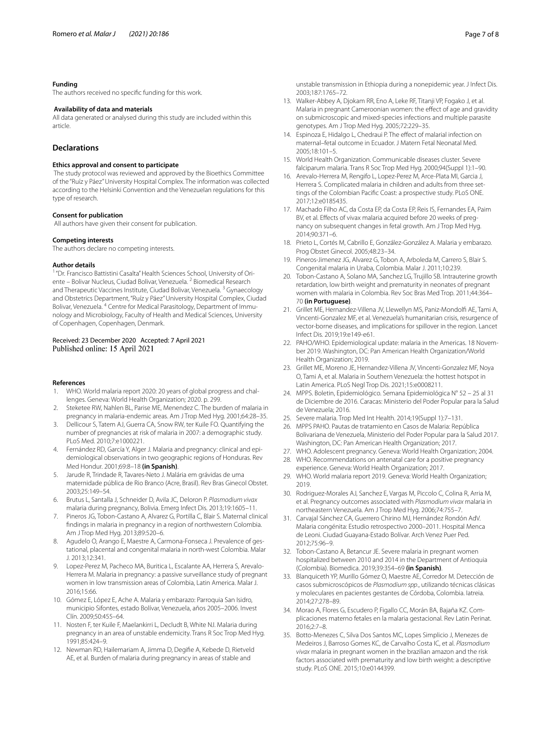#### Funding

The authors received no specific funding for this work.

#### Availability of data and materials

All data generated or analysed during this study are included within this article.

## Declarations

#### Ethics approval and consent to participate

The study protocol was reviewed and approved by the Bioethics Committee of the "Ruíz y Páez" University Hospital Complex. The information was collected according to the Helsinki Convention and the Venezuelan regulations for this type of research.

#### Consent for publication

All authors have given their consent for publication.

#### Competing interests

The authors declare no competing interests.

#### Author details

[1] "Dr. Francisco Battistini Casalta" Health Sciences School, University of Oriente – Bolivar Nucleus, Ciudad Bolivar, Venezuela. [2] Biomedical Research and Therapeutic Vaccines Institute, Ciudad Bolivar, Venezuela. [3] Gynaecology and Obstetrics Department, "Ruíz y Páez" University Hospital Complex, Ciudad Bolivar, Venezuela. [4] Centre for Medical Parasitology, Department of Immunology and Microbiology, Faculty of Health and Medical Sciences, University of Copenhagen, Copenhagen, Denmark.

Received: 23 December 2020 Accepted: 7 April 2021
Published online: 15 April 2021

#### References

1. WHO. World malaria report 2020: 20 years of global progress and challenges. Geneva: World Health Organization; 2020. p. 299.
2. Steketee RW, Nahlen BL, Parise ME, Menendez C. The burden of malaria in pregnancy in malaria-endemic areas. Am J Trop Med Hyg. 2001;64:28–35.
3. Dellicour S, Tatem AJ, Guerra CA, Snow RW, ter Kuile FO. Quantifying the number of pregnancies at risk of malaria in 2007: a demographic study. PLoS Med. 2010;7:e1000221.
4. Fernández RD, García Y, Alger J. Malaria and pregnancy: clinical and epidemiological observations in two geographic regions of Honduras. Rev Med Hondur. 2001;69:8–18 **(in Spanish)**.
5. Jarude R, Trindade R, Tavares-Neto J. Malária em grávidas de uma maternidade pública de Rio Branco (Acre, Brasil). Rev Bras Ginecol Obstet. 2003;25:149–54.
6. Brutus L, Santalla J, Schneider D, Avila JC, Deloron P. *Plasmodium vivax* malaria during pregnancy, Bolivia. Emerg Infect Dis. 2013;19:1605–11.
7. Pineros JG, Tobon-Castano A, Alvarez G, Portilla C, Blair S. Maternal clinical findings in malaria in pregnancy in a region of northwestern Colombia. Am J Trop Med Hyg. 2013;89:520–6.
8. Agudelo O, Arango E, Maestre A, Carmona-Fonseca J. Prevalence of gestational, placental and congenital malaria in north-west Colombia. Malar J. 2013;12:341.
9. Lopez-Perez M, Pacheco MA, Buritica L, Escalante AA, Herrera S, Arevalo-Herrera M. Malaria in pregnancy: a passive surveillance study of pregnant women in low transmission areas of Colombia, Latin America. Malar J. 2016;15:66.
10. Gómez E, López E, Ache A. Malaria y embarazo: Parroquia San Isidro, municipio Sifontes, estado Bolívar, Venezuela, años 2005–2006. Invest Clín. 2009;50:455–64.
11. Nosten F, ter Kuile F, Maelankirri L, Decludt B, White NJ. Malaria during pregnancy in an area of unstable endemicity. Trans R Soc Trop Med Hyg. 1991;85:424–9.
12. Newman RD, Hailemariam A, Jimma D, Degifie A, Kebede D, Rietveld AE, et al. Burden of malaria during pregnancy in areas of stable and unstable transmission in Ethiopia during a nonepidemic year. J Infect Dis. 2003;187:1765–72.
13. Walker-Abbey A, Djokam RR, Eno A, Leke RF, Titanji VP, Fogako J, et al. Malaria in pregnant Cameroonian women: the effect of age and gravidity on submicroscopic and mixed-species infections and multiple parasite genotypes. Am J Trop Med Hyg. 2005;72:229–35.
14. Espinoza E, Hidalgo L, Chedraui P. The effect of malarial infection on maternal–fetal outcome in Ecuador. J Matern Fetal Neonatal Med. 2005;18:101–5.
15. World Health Organization. Communicable diseases cluster. Severe falciparum malaria. Trans R Soc Trop Med Hyg. 2000;94(Suppl 1):1–90.
16. Arevalo-Herrera M, Rengifo L, Lopez-Perez M, Arce-Plata MI, Garcia J, Herrera S. Complicated malaria in children and adults from three settings of the Colombian Pacific Coast: a prospective study. PLoS ONE. 2017;12:e0185435.
17. Machado Filho AC, da Costa EP, da Costa EP, Reis IS, Fernandes EA, Paim BV, et al. Effects of vivax malaria acquired before 20 weeks of pregnancy on subsequent changes in fetal growth. Am J Trop Med Hyg. 2014;90:371–6.
18. Prieto L, Cortés M, Cabrillo E, González-González A. Malaria y embarazo. Prog Obstet Ginecol. 2005;48:23–34.
19. Pineros-Jimenez JG, Alvarez G, Tobon A, Arboleda M, Carrero S, Blair S. Congenital malaria in Uraba, Colombia. Malar J. 2011;10:239.
20. Tobon-Castano A, Solano MA, Sanchez LG, Trujillo SB. Intrauterine growth retardation, low birth weight and prematurity in neonates of pregnant women with malaria in Colombia. Rev Soc Bras Med Trop. 2011;44:364–70 **(in Portuguese)**.
21. Grillet ME, Hernandez-Villena JV, Llewellyn MS, Paniz-Mondolfi AE, Tami A, Vincenti-Gonzalez MF, et al. Venezuela's humanitarian crisis, resurgence of vector-borne diseases, and implications for spillover in the region. Lancet Infect Dis. 2019;19:e149-e61.
22. PAHO/WHO. Epidemiological update: malaria in the Americas. 18 November 2019. Washington, DC: Pan American Health Organization/World Health Organization; 2019.
23. Grillet ME, Moreno JE, Hernandez-Villena JV, Vincenti-Gonzalez MF, Noya O, Tami A, et al. Malaria in Southern Venezuela: the hottest hotspot in Latin America. PLoS Negl Trop Dis. 2021;15:e0008211.
24. MPPS. Boletin, Epidemiológico. Semana Epidemiológica N° 52 – 25 al 31 de Diciembre de 2016. Caracas: Ministerio del Poder Popular para la Salud de Venezuela; 2016.
25. Severe malaria. Trop Med Int Health. 2014;19(Suppl 1):7–131.
26. MPPS PAHO. Pautas de tratamiento en Casos de Malaria: República Bolivariana de Venezuela, Ministerio del Poder Popular para la Salud 2017. Washington, DC: Pan American Health Organization; 2017.
27. WHO. Adolescent pregnancy. Geneva: World Health Organization; 2004.
28. WHO. Recommendations on antenatal care for a positive pregnancy experience. Geneva: World Health Organization; 2017.
29. WHO. World malaria report 2019. Geneva: World Health Organization; 2019.
30. Rodriguez-Morales AJ, Sanchez E, Vargas M, Piccolo C, Colina R, Arria M, et al. Pregnancy outcomes associated with *Plasmodium vivax* malaria in northeastern Venezuela. Am J Trop Med Hyg. 2006;74:755–7.
31. Carvajal Sánchez CA, Guerrero Chirino MJ, Hernández Rondón AdV. Malaria congénita: Estudio retrospectivo 2000–2011. Hospital Menca de Leoni. Ciudad Guayana-Estado Bolívar. Arch Venez Puer Ped. 2012;75:96–9.
32. Tobon-Castano A, Betancur JE. Severe malaria in pregnant women hospitalized between 2010 and 2014 in the Department of Antioquia (Colombia). Biomedica. 2019;39:354–69 **(in Spanish)**.
33. Blanquiceth YP, Murillo Gómez O, Maestre AE, Corredor M. Detección de casos submicroscópicos de *Plasmodium spp*., utilizando técnicas clásicas y moleculares en pacientes gestantes de Córdoba, Colombia. Iatreia. 2014;27:278–89.
34. Morao A, Flores G, Escudero P, Figallo CC, Morán BA, Bajaña KZ. Complicaciones materno fetales en la malaria gestacional. Rev Latin Perinat. 2016;2:7–8.
35. Botto-Menezes C, Silva Dos Santos MC, Lopes Simplicio J, Menezes de Medeiros J, Barroso Gomes KC, de Carvalho Costa IC, et al. *Plasmodium vivax* malaria in pregnant women in the brazilian amazon and the risk factors associated with prematurity and low birth weight: a descriptive study. PLoS ONE. 2015;10:e0144399.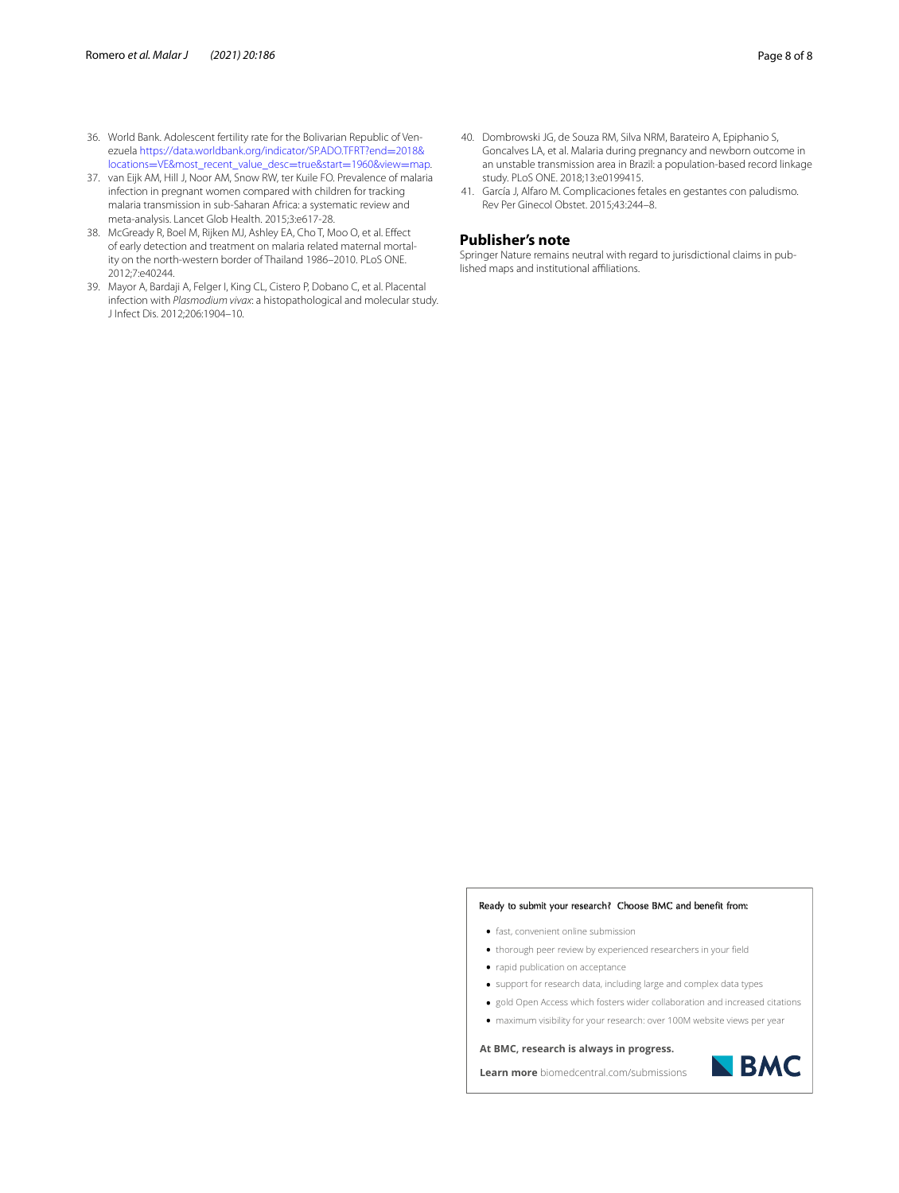36. World Bank. Adolescent fertility rate for the Bolivarian Republic of Venezuela https://data.worldbank.org/indicator/SP.ADO.TFRT?end=2018&locations=VE&most_recent_value_desc=true&start=1960&view=map.
37. van Eijk AM, Hill J, Noor AM, Snow RW, ter Kuile FO. Prevalence of malaria infection in pregnant women compared with children for tracking malaria transmission in sub-Saharan Africa: a systematic review and meta-analysis. Lancet Glob Health. 2015;3:e617-28.
38. McGready R, Boel M, Rijken MJ, Ashley EA, Cho T, Moo O, et al. Effect of early detection and treatment on malaria related maternal mortality on the north-western border of Thailand 1986–2010. PLoS ONE. 2012;7:e40244.
39. Mayor A, Bardaji A, Felger I, King CL, Cistero P, Dobano C, et al. Placental infection with *Plasmodium vivax*: a histopathological and molecular study. J Infect Dis. 2012;206:1904–10.
40. Dombrowski JG, de Souza RM, Silva NRM, Barateiro A, Epiphanio S, Goncalves LA, et al. Malaria during pregnancy and newborn outcome in an unstable transmission area in Brazil: a population-based record linkage study. PLoS ONE. 2018;13:e0199415.
41. García J, Alfaro M. Complicaciones fetales en gestantes con paludismo. Rev Per Ginecol Obstet. 2015;43:244–8.

## Publisher's note

Springer Nature remains neutral with regard to jurisdictional claims in published maps and institutional affiliations.

Ready to submit your research? Choose BMC and benefit from:

- fast, convenient online submission
- thorough peer review by experienced researchers in your field
- rapid publication on acceptance
- support for research data, including large and complex data types
- gold Open Access which fosters wider collaboration and increased citations
- maximum visibility for your research: over 100M website views per year

**At BMC, research is always in progress.**

**Learn more** biomedcentral.com/submissions

BMC